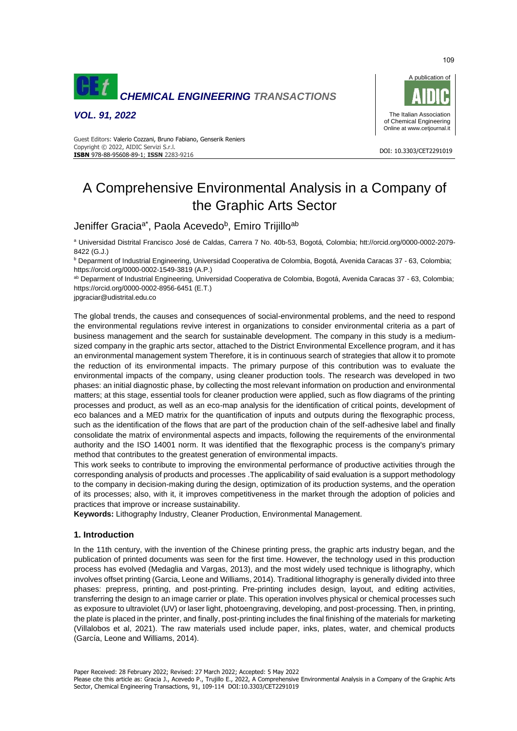# A Comprehensive Environmental Analysis in a Company of the Graphic Arts Sector

Jeniffer Gracia[a*], Paola Acevedo[b], Emiro Trijillo[ab]

[a] Universidad Distrital Francisco José de Caldas, Carrera 7 No. 40b-53, Bogotá, Colombia; htt://orcid.org/0000-0002-2079-8422 (G.J.)

[b] Deparment of Industrial Engineering, Universidad Cooperativa de Colombia, Bogotá, Avenida Caracas 37 - 63, Colombia; https://orcid.org/0000-0002-1549-3819 (A.P.)

[ab] Deparment of Industrial Engineering, Universidad Cooperativa de Colombia, Bogotá, Avenida Caracas 37 - 63, Colombia; https://orcid.org/0000-0002-8956-6451 (E.T.)

jpgraciar@udistrital.edu.co

The global trends, the causes and consequences of social-environmental problems, and the need to respond the environmental regulations revive interest in organizations to consider environmental criteria as a part of business management and the search for sustainable development. The company in this study is a medium-sized company in the graphic arts sector, attached to the District Environmental Excellence program, and it has an environmental management system Therefore, it is in continuous search of strategies that allow it to promote the reduction of its environmental impacts. The primary purpose of this contribution was to evaluate the environmental impacts of the company, using cleaner production tools. The research was developed in two phases: an initial diagnostic phase, by collecting the most relevant information on production and environmental matters; at this stage, essential tools for cleaner production were applied, such as flow diagrams of the printing processes and product, as well as an eco-map analysis for the identification of critical points, development of eco balances and a MED matrix for the quantification of inputs and outputs during the flexographic process, such as the identification of the flows that are part of the production chain of the self-adhesive label and finally consolidate the matrix of environmental aspects and impacts, following the requirements of the environmental authority and the ISO 14001 norm. It was identified that the flexographic process is the company's primary method that contributes to the greatest generation of environmental impacts.

This work seeks to contribute to improving the environmental performance of productive activities through the corresponding analysis of products and processes .The applicability of said evaluation is a support methodology to the company in decision-making during the design, optimization of its production systems, and the operation of its processes; also, with it, it improves competitiveness in the market through the adoption of policies and practices that improve or increase sustainability.

**Keywords:** Lithography Industry, Cleaner Production, Environmental Management.

## 1. Introduction

In the 11th century, with the invention of the Chinese printing press, the graphic arts industry began, and the publication of printed documents was seen for the first time. However, the technology used in this production process has evolved (Medaglia and Vargas, 2013), and the most widely used technique is lithography, which involves offset printing (Garcia, Leone and Williams, 2014). Traditional lithography is generally divided into three phases: prepress, printing, and post-printing. Pre-printing includes design, layout, and editing activities, transferring the design to an image carrier or plate. This operation involves physical or chemical processes such as exposure to ultraviolet (UV) or laser light, photoengraving, developing, and post-processing. Then, in printing, the plate is placed in the printer, and finally, post-printing includes the final finishing of the materials for marketing (Villalobos et al, 2021). The raw materials used include paper, inks, plates, water, and chemical products (García, Leone and Williams, 2014).

Paper Received: 28 February 2022; Revised: 27 March 2022; Accepted: 5 May 2022

Please cite this article as: Gracia J., Acevedo P., Trujillo E., 2022, A Comprehensive Environmental Analysis in a Company of the Graphic Arts Sector, Chemical Engineering Transactions, 91, 109-114 DOI:10.3303/CET2291019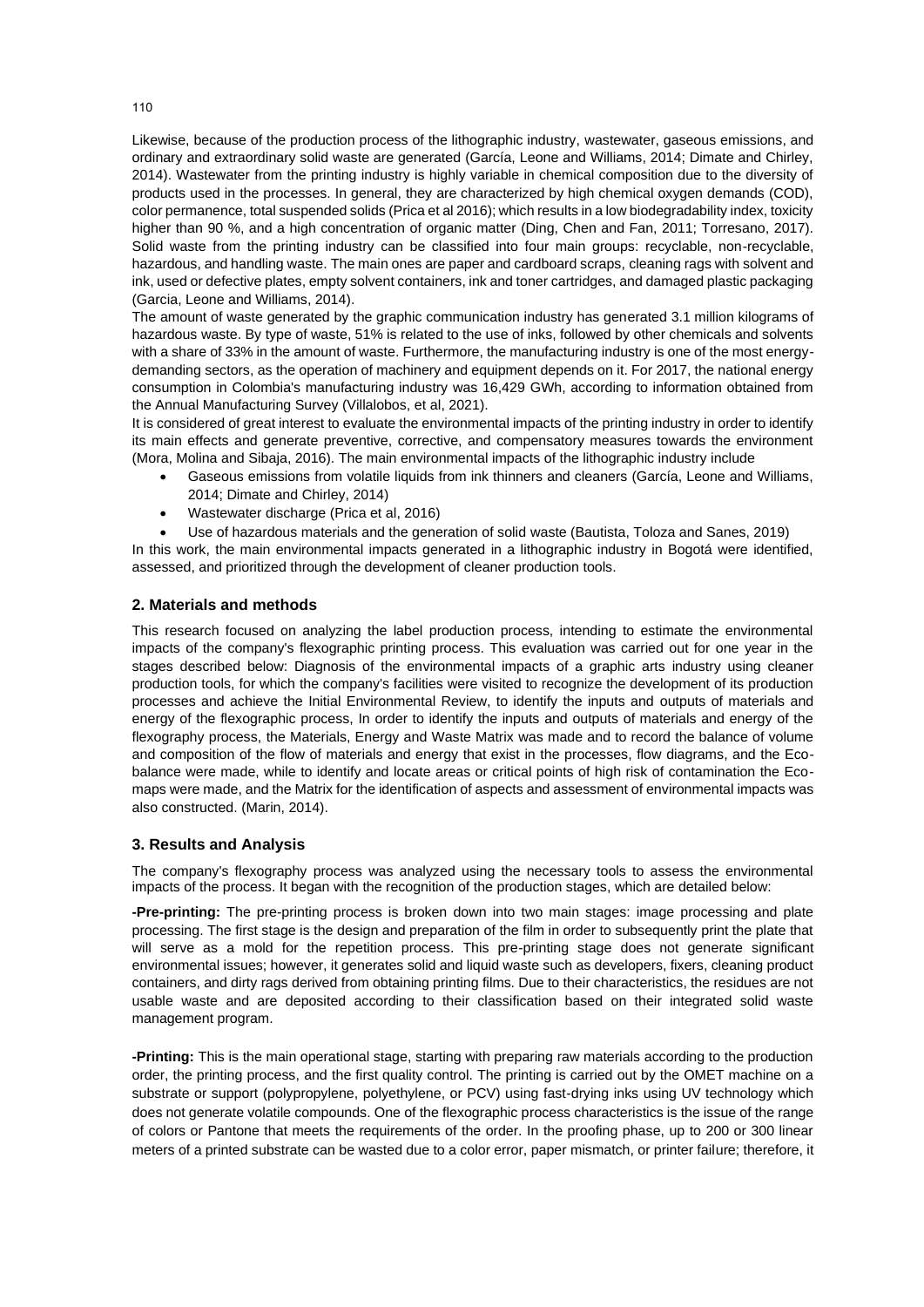Likewise, because of the production process of the lithographic industry, wastewater, gaseous emissions, and ordinary and extraordinary solid waste are generated (García, Leone and Williams, 2014; Dimate and Chirley, 2014). Wastewater from the printing industry is highly variable in chemical composition due to the diversity of products used in the processes. In general, they are characterized by high chemical oxygen demands (COD), color permanence, total suspended solids (Prica et al 2016); which results in a low biodegradability index, toxicity higher than 90 %, and a high concentration of organic matter (Ding, Chen and Fan, 2011; Torresano, 2017). Solid waste from the printing industry can be classified into four main groups: recyclable, non-recyclable, hazardous, and handling waste. The main ones are paper and cardboard scraps, cleaning rags with solvent and ink, used or defective plates, empty solvent containers, ink and toner cartridges, and damaged plastic packaging (Garcia, Leone and Williams, 2014).

The amount of waste generated by the graphic communication industry has generated 3.1 million kilograms of hazardous waste. By type of waste, 51% is related to the use of inks, followed by other chemicals and solvents with a share of 33% in the amount of waste. Furthermore, the manufacturing industry is one of the most energy-demanding sectors, as the operation of machinery and equipment depends on it. For 2017, the national energy consumption in Colombia's manufacturing industry was 16,429 GWh, according to information obtained from the Annual Manufacturing Survey (Villalobos, et al, 2021).

It is considered of great interest to evaluate the environmental impacts of the printing industry in order to identify its main effects and generate preventive, corrective, and compensatory measures towards the environment (Mora, Molina and Sibaja, 2016). The main environmental impacts of the lithographic industry include

- Gaseous emissions from volatile liquids from ink thinners and cleaners (García, Leone and Williams, 2014; Dimate and Chirley, 2014)
- Wastewater discharge (Prica et al, 2016)
- Use of hazardous materials and the generation of solid waste (Bautista, Toloza and Sanes, 2019)

In this work, the main environmental impacts generated in a lithographic industry in Bogotá were identified, assessed, and prioritized through the development of cleaner production tools.

## 2. Materials and methods

This research focused on analyzing the label production process, intending to estimate the environmental impacts of the company's flexographic printing process. This evaluation was carried out for one year in the stages described below: Diagnosis of the environmental impacts of a graphic arts industry using cleaner production tools, for which the company's facilities were visited to recognize the development of its production processes and achieve the Initial Environmental Review, to identify the inputs and outputs of materials and energy of the flexographic process, In order to identify the inputs and outputs of materials and energy of the flexography process, the Materials, Energy and Waste Matrix was made and to record the balance of volume and composition of the flow of materials and energy that exist in the processes, flow diagrams, and the Eco-balance were made, while to identify and locate areas or critical points of high risk of contamination the Eco-maps were made, and the Matrix for the identification of aspects and assessment of environmental impacts was also constructed. (Marin, 2014).

## 3. Results and Analysis

The company's flexography process was analyzed using the necessary tools to assess the environmental impacts of the process. It began with the recognition of the production stages, which are detailed below:

**-Pre-printing:** The pre-printing process is broken down into two main stages: image processing and plate processing. The first stage is the design and preparation of the film in order to subsequently print the plate that will serve as a mold for the repetition process. This pre-printing stage does not generate significant environmental issues; however, it generates solid and liquid waste such as developers, fixers, cleaning product containers, and dirty rags derived from obtaining printing films. Due to their characteristics, the residues are not usable waste and are deposited according to their classification based on their integrated solid waste management program.

**-Printing:** This is the main operational stage, starting with preparing raw materials according to the production order, the printing process, and the first quality control. The printing is carried out by the OMET machine on a substrate or support (polypropylene, polyethylene, or PCV) using fast-drying inks using UV technology which does not generate volatile compounds. One of the flexographic process characteristics is the issue of the range of colors or Pantone that meets the requirements of the order. In the proofing phase, up to 200 or 300 linear meters of a printed substrate can be wasted due to a color error, paper mismatch, or printer failure; therefore, it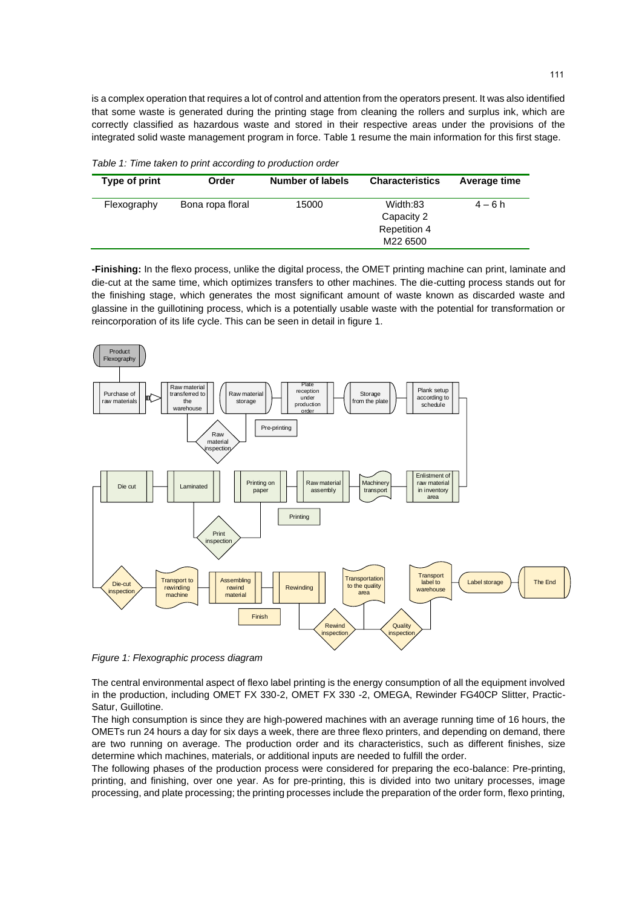is a complex operation that requires a lot of control and attention from the operators present. It was also identified that some waste is generated during the printing stage from cleaning the rollers and surplus ink, which are correctly classified as hazardous waste and stored in their respective areas under the provisions of the integrated solid waste management program in force. Table 1 resume the main information for this first stage.

*Table 1: Time taken to print according to production order*

| Type of print | Order | Number of labels | Characteristics | Average time |
|---|---|---|---|---|
| Flexography | Bona ropa floral | 15000 | Width:83<br>Capacity 2<br>Repetition 4<br>M22 6500 | 4 – 6 h |

**-Finishing:** In the flexo process, unlike the digital process, the OMET printing machine can print, laminate and die-cut at the same time, which optimizes transfers to other machines. The die-cutting process stands out for the finishing stage, which generates the most significant amount of waste known as discarded waste and glassine in the guillotining process, which is a potentially usable waste with the potential for transformation or reincorporation of its life cycle. This can be seen in detail in figure 1.

*Figure 1: Flexographic process diagram*

The central environmental aspect of flexo label printing is the energy consumption of all the equipment involved in the production, including OMET FX 330-2, OMET FX 330 -2, OMEGA, Rewinder FG40CP Slitter, Practic-Satur, Guillotine.

The high consumption is since they are high-powered machines with an average running time of 16 hours, the OMETs run 24 hours a day for six days a week, there are three flexo printers, and depending on demand, there are two running on average. The production order and its characteristics, such as different finishes, size determine which machines, materials, or additional inputs are needed to fulfill the order.

The following phases of the production process were considered for preparing the eco-balance: Pre-printing, printing, and finishing, over one year. As for pre-printing, this is divided into two unitary processes, image processing, and plate processing; the printing processes include the preparation of the order form, flexo printing,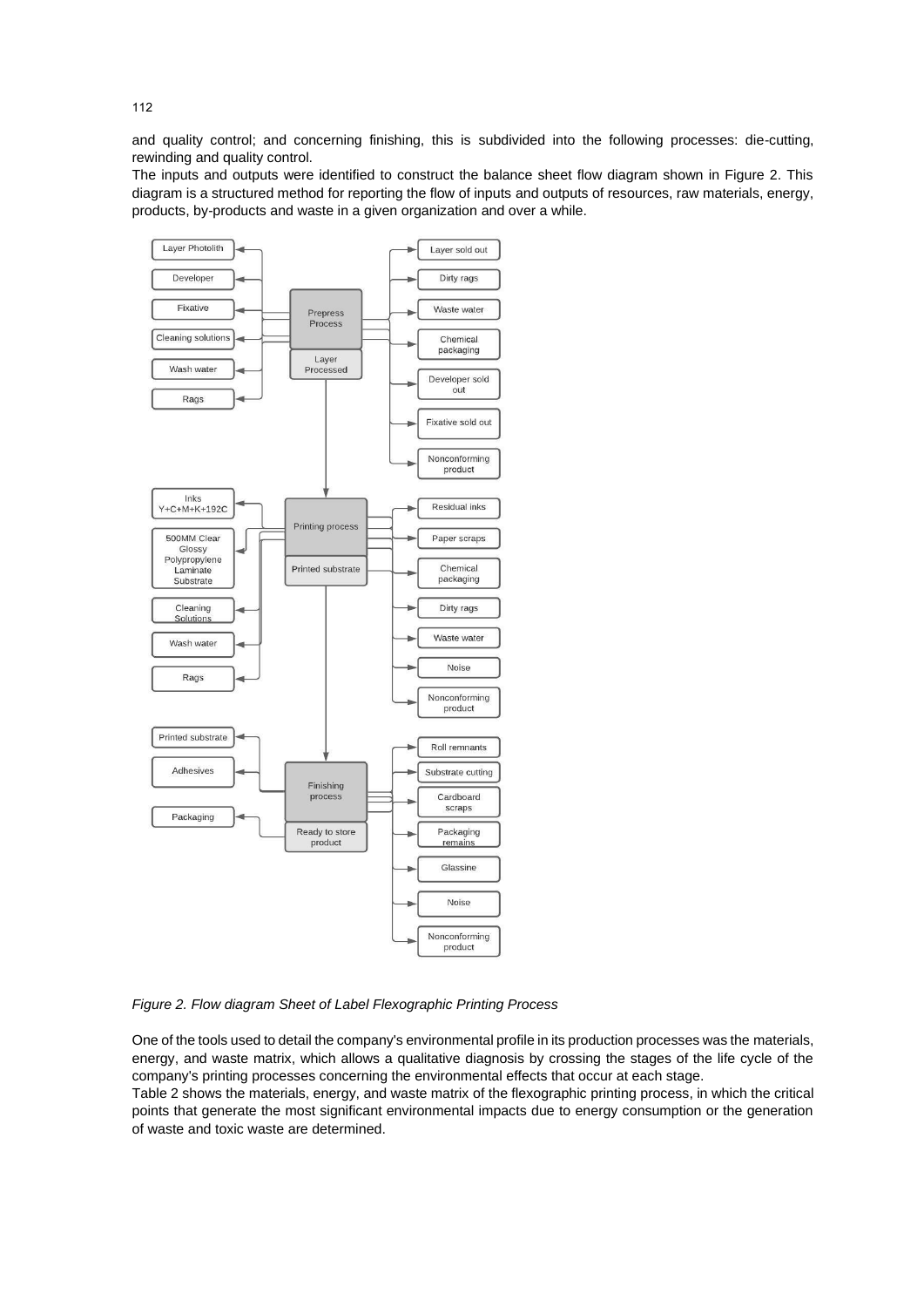and quality control; and concerning finishing, this is subdivided into the following processes: die-cutting, rewinding and quality control.

The inputs and outputs were identified to construct the balance sheet flow diagram shown in Figure 2. This diagram is a structured method for reporting the flow of inputs and outputs of resources, raw materials, energy, products, by-products and waste in a given organization and over a while.

*Figure 2. Flow diagram Sheet of Label Flexographic Printing Process*

One of the tools used to detail the company's environmental profile in its production processes was the materials, energy, and waste matrix, which allows a qualitative diagnosis by crossing the stages of the life cycle of the company's printing processes concerning the environmental effects that occur at each stage.

Table 2 shows the materials, energy, and waste matrix of the flexographic printing process, in which the critical points that generate the most significant environmental impacts due to energy consumption or the generation of waste and toxic waste are determined.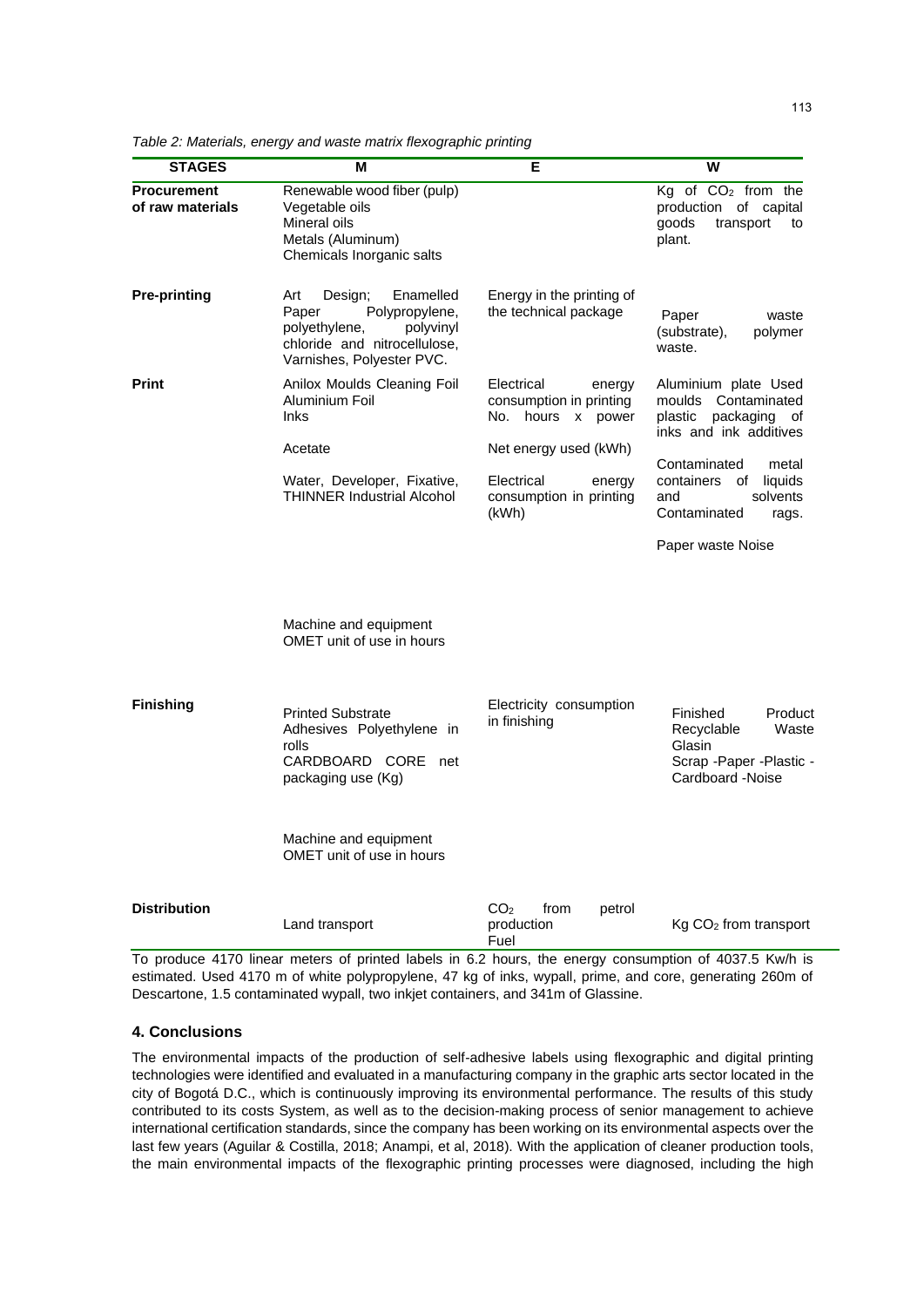*Table 2: Materials, energy and waste matrix flexographic printing*

| STAGES | M | E | W |
|---|---|---|---|
| **Procurement of raw materials** | Renewable wood fiber (pulp) Vegetable oils Mineral oils Metals (Aluminum) Chemicals Inorganic salts | | Kg of $CO_2$ from the production of capital goods transport to plant. |
| **Pre-printing** | Art Design; Enamelled Paper Polypropylene, polyethylene, polyvinyl chloride and nitrocellulose, Varnishes, Polyester PVC. | Energy in the printing of the technical package | Paper waste (substrate), polymer waste. |
| **Print** | Anilox Moulds Cleaning Foil Aluminium Foil Inks<br><br>Acetate<br><br>Water, Developer, Fixative, THINNER Industrial Alcohol<br><br>Machine and equipment OMET unit of use in hours | Electrical energy consumption in printing No. hours x power<br><br>Net energy used (kWh)<br><br>Electrical energy consumption in printing (kWh) | Aluminium plate Used moulds Contaminated plastic packaging of inks and ink additives<br><br>Contaminated metal containers of liquids and solvents Contaminated rags.<br><br>Paper waste Noise |
| **Finishing** | Printed Substrate Adhesives Polyethylene in rolls CARDBOARD CORE net packaging use (Kg)<br><br>Machine and equipment OMET unit of use in hours | Electricity consumption in finishing | Finished Product Recyclable Waste Glasin Scrap -Paper -Plastic -Cardboard -Noise |
| **Distribution** | Land transport | $CO_2$ from petrol production Fuel | Kg $CO_2$ from transport |

To produce 4170 linear meters of printed labels in 6.2 hours, the energy consumption of 4037.5 Kw/h is estimated. Used 4170 m of white polypropylene, 47 kg of inks, wypall, prime, and core, generating 260m of Descartone, 1.5 contaminated wypall, two inkjet containers, and 341m of Glassine.

## 4. Conclusions

The environmental impacts of the production of self-adhesive labels using flexographic and digital printing technologies were identified and evaluated in a manufacturing company in the graphic arts sector located in the city of Bogotá D.C., which is continuously improving its environmental performance. The results of this study contributed to its costs System, as well as to the decision-making process of senior management to achieve international certification standards, since the company has been working on its environmental aspects over the last few years (Aguilar & Costilla, 2018; Anampi, et al, 2018). With the application of cleaner production tools, the main environmental impacts of the flexographic printing processes were diagnosed, including the high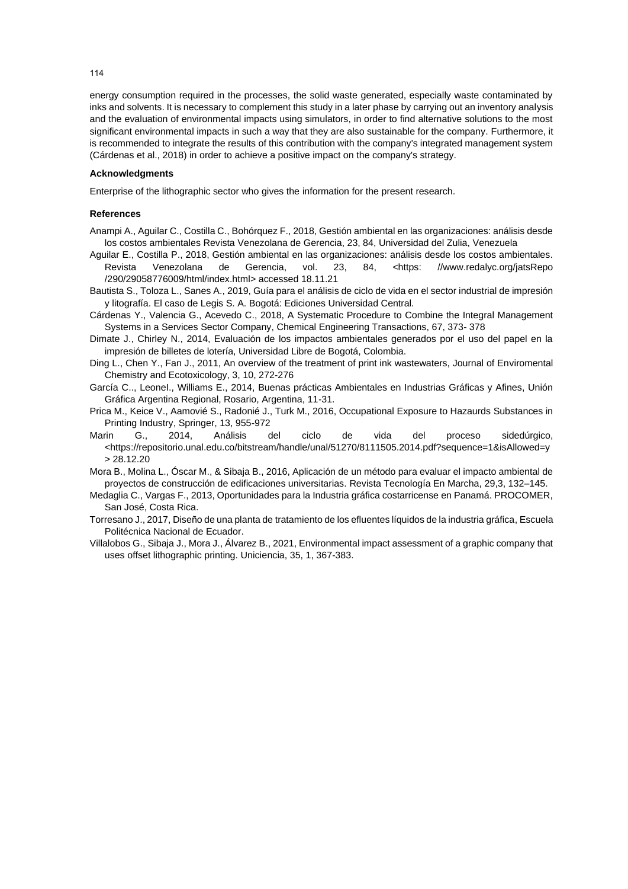energy consumption required in the processes, the solid waste generated, especially waste contaminated by inks and solvents. It is necessary to complement this study in a later phase by carrying out an inventory analysis and the evaluation of environmental impacts using simulators, in order to find alternative solutions to the most significant environmental impacts in such a way that they are also sustainable for the company. Furthermore, it is recommended to integrate the results of this contribution with the company's integrated management system (Cárdenas et al., 2018) in order to achieve a positive impact on the company's strategy.

## Acknowledgments

Enterprise of the lithographic sector who gives the information for the present research.

## References

Anampi A., Aguilar C., Costilla C., Bohórquez F., 2018, Gestión ambiental en las organizaciones: análisis desde los costos ambientales Revista Venezolana de Gerencia, 23, 84, Universidad del Zulia, Venezuela

Aguilar E., Costilla P., 2018, Gestión ambiental en las organizaciones: análisis desde los costos ambientales. Revista Venezolana de Gerencia, vol. 23, 84, <https: //www.redalyc.org/jatsRepo /290/29058776009/html/index.html> accessed 18.11.21

Bautista S., Toloza L., Sanes A., 2019, Guía para el análisis de ciclo de vida en el sector industrial de impresión y litografía. El caso de Legis S. A. Bogotá: Ediciones Universidad Central.

Cárdenas Y., Valencia G., Acevedo C., 2018, A Systematic Procedure to Combine the Integral Management Systems in a Services Sector Company, Chemical Engineering Transactions, 67, 373- 378

Dimate J., Chirley N., 2014, Evaluación de los impactos ambientales generados por el uso del papel en la impresión de billetes de lotería, Universidad Libre de Bogotá, Colombia.

Ding L., Chen Y., Fan J., 2011, An overview of the treatment of print ink wastewaters, Journal of Enviromental Chemistry and Ecotoxicology, 3, 10, 272-276

García C.., Leonel., Williams E., 2014, Buenas prácticas Ambientales en Industrias Gráficas y Afines, Unión Gráfica Argentina Regional, Rosario, Argentina, 11-31.

Prica M., Keice V., Aamovié S., Radonié J., Turk M., 2016, Occupational Exposure to Hazaurds Substances in Printing Industry, Springer, 13, 955-972

Marin G., 2014, Análisis del ciclo de vida del proceso sidedúrgico, <https://repositorio.unal.edu.co/bitstream/handle/unal/51270/8111505.2014.pdf?sequence=1&isAllowed=y > 28.12.20

Mora B., Molina L., Óscar M., & Sibaja B., 2016, Aplicación de un método para evaluar el impacto ambiental de proyectos de construcción de edificaciones universitarias. Revista Tecnología En Marcha, 29,3, 132–145.

Medaglia C., Vargas F., 2013, Oportunidades para la Industria gráfica costarricense en Panamá. PROCOMER, San José, Costa Rica.

Torresano J., 2017, Diseño de una planta de tratamiento de los efluentes líquidos de la industria gráfica, Escuela Politécnica Nacional de Ecuador.

Villalobos G., Sibaja J., Mora J., Álvarez B., 2021, Environmental impact assessment of a graphic company that uses offset lithographic printing. Uniciencia, 35, 1, 367-383.